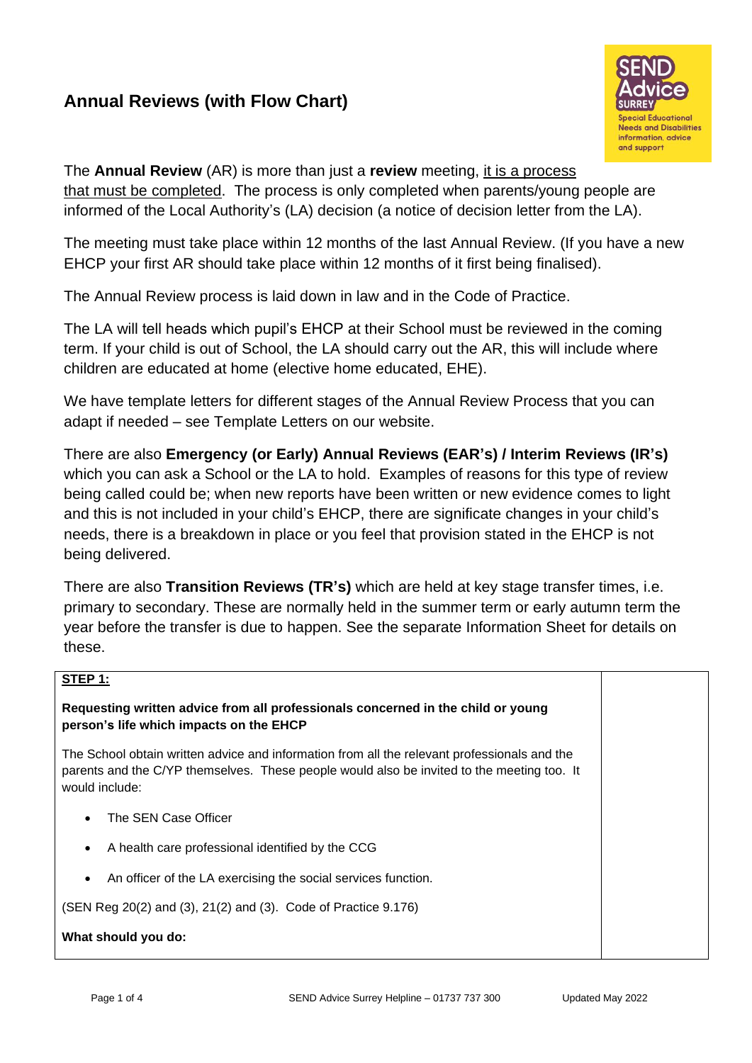# Annual Reviews (with Flow Chart)

The **Annual Review** (AR) is more than just a **review** meeting, it is a process that must be completed. The process is only completed when parents/young people are informed of the Local Authority's (LA) decision (a notice of decision letter from the LA).

The meeting must take place within 12 months of the last Annual Review. (If you have a new EHCP your first AR should take place within 12 months of it first being finalised).

The Annual Review process is laid down in law and in the Code of Practice.

The LA will tell heads which pupil's EHCP at their School must be reviewed in the coming term. If your child is out of School, the LA should carry out the AR, this will include where children are educated at home (elective home educated, EHE).

We have template letters for different stages of the Annual Review Process that you can adapt if needed – see Template Letters on our website.

There are also **Emergency (or Early) Annual Reviews (EAR's) / Interim Reviews (IR's)** which you can ask a School or the LA to hold. Examples of reasons for this type of review being called could be; when new reports have been written or new evidence comes to light and this is not included in your child's EHCP, there are significate changes in your child's needs, there is a breakdown in place or you feel that provision stated in the EHCP is not being delivered.

There are also **Transition Reviews (TR's)** which are held at key stage transfer times, i.e. primary to secondary. These are normally held in the summer term or early autumn term the year before the transfer is due to happen. See the separate Information Sheet for details on these.

**STEP 1:**

**Requesting written advice from all professionals concerned in the child or young person's life which impacts on the EHCP**

The School obtain written advice and information from all the relevant professionals and the parents and the C/YP themselves. These people would also be invited to the meeting too. It would include:

- The SEN Case Officer
- A health care professional identified by the CCG
- An officer of the LA exercising the social services function.

(SEN Reg 20(2) and (3), 21(2) and (3). Code of Practice 9.176)

**What should you do:**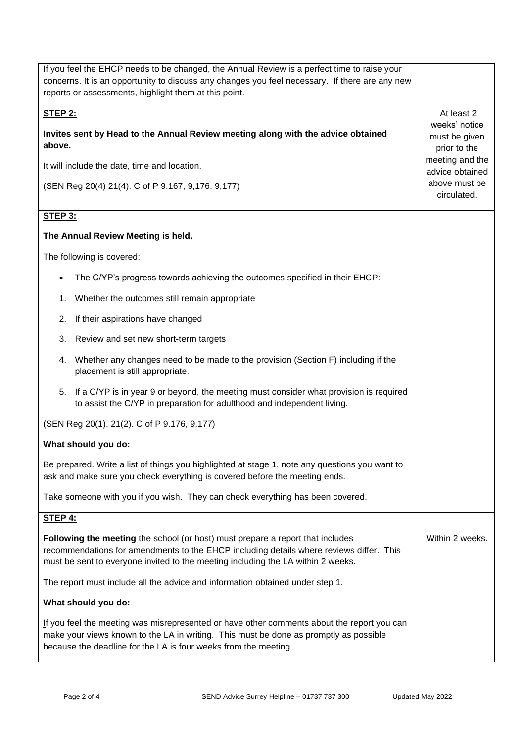| | |
|---|---|
| If you feel the EHCP needs to be changed, the Annual Review is a perfect time to raise your concerns. It is an opportunity to discuss any changes you feel necessary. If there are any new reports or assessments, highlight them at this point. | |
| **STEP 2:**<br><br>**Invites sent by Head to the Annual Review meeting along with the advice obtained above.**<br><br>It will include the date, time and location.<br><br>(SEN Reg 20(4) 21(4). C of P 9.167, 9,176, 9,177) | At least 2 weeks' notice must be given prior to the meeting and the advice obtained above must be circulated. |
| **STEP 3:**<br><br>**The Annual Review Meeting is held.**<br><br>The following is covered:<br><br>• The C/YP's progress towards achieving the outcomes specified in their EHCP:<br><br>1. Whether the outcomes still remain appropriate<br>2. If their aspirations have changed<br>3. Review and set new short-term targets<br>4. Whether any changes need to be made to the provision (Section F) including if the placement is still appropriate.<br>5. If a C/YP is in year 9 or beyond, the meeting must consider what provision is required to assist the C/YP in preparation for adulthood and independent living.<br><br>(SEN Reg 20(1), 21(2). C of P 9.176, 9.177)<br><br>**What should you do:**<br><br>Be prepared. Write a list of things you highlighted at stage 1, note any questions you want to ask and make sure you check everything is covered before the meeting ends.<br><br>Take someone with you if you wish. They can check everything has been covered. | |
| **STEP 4:**<br><br>**Following the meeting** the school (or host) must prepare a report that includes recommendations for amendments to the EHCP including details where reviews differ. This must be sent to everyone invited to the meeting including the LA within 2 weeks.<br><br>The report must include all the advice and information obtained under step 1.<br><br>**What should you do:**<br><br>If you feel the meeting was misrepresented or have other comments about the report you can make your views known to the LA in writing. This must be done as promptly as possible because the deadline for the LA is four weeks from the meeting. | Within 2 weeks. |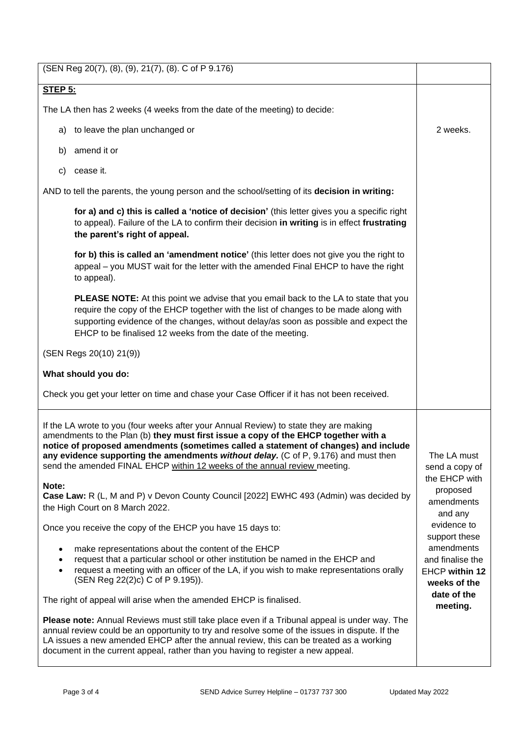| | |
|---|---|
| (SEN Reg 20(7), (8), (9), 21(7), (8). C of P 9.176) | |
| **STEP 5:**<br><br>The LA then has 2 weeks (4 weeks from the date of the meeting) to decide:<br><br>a) to leave the plan unchanged or<br>b) amend it or<br>c) cease it.<br><br>AND to tell the parents, the young person and the school/setting of its **decision in writing:**<br><br>**for a) and c) this is called a 'notice of decision'** (this letter gives you a specific right to appeal). Failure of the LA to confirm their decision **in writing** is in effect **frustrating the parent's right of appeal.**<br><br>**for b) this is called an 'amendment notice'** (this letter does not give you the right to appeal – you MUST wait for the letter with the amended Final EHCP to have the right to appeal).<br><br>**PLEASE NOTE:** At this point we advise that you email back to the LA to state that you require the copy of the EHCP together with the list of changes to be made along with supporting evidence of the changes, without delay/as soon as possible and expect the EHCP to be finalised 12 weeks from the date of the meeting.<br><br>(SEN Regs 20(10) 21(9))<br><br>**What should you do:**<br><br>Check you get your letter on time and chase your Case Officer if it has not been received. | 2 weeks. |
| If the LA wrote to you (four weeks after your Annual Review) to state they are making amendments to the Plan (b) **they must first issue a copy of the EHCP together with a notice of proposed amendments (sometimes called a statement of changes) and include any evidence supporting the amendments *without delay.*** (C of P, 9.176) and must then send the amended FINAL EHCP within 12 weeks of the annual review meeting.<br><br>**Note:**<br>**Case Law:** R (L, M and P) v Devon County Council [2022] EWHC 493 (Admin) was decided by the High Court on 8 March 2022.<br><br>Once you receive the copy of the EHCP you have 15 days to:<br><br>• make representations about the content of the EHCP<br>• request that a particular school or other institution be named in the EHCP and<br>• request a meeting with an officer of the LA, if you wish to make representations orally (SEN Reg 22(2)c) C of P 9.195)).<br><br>The right of appeal will arise when the amended EHCP is finalised.<br><br>**Please note:** Annual Reviews must still take place even if a Tribunal appeal is under way. The annual review could be an opportunity to try and resolve some of the issues in dispute. If the LA issues a new amended EHCP after the annual review, this can be treated as a working document in the current appeal, rather than you having to register a new appeal. | The LA must send a copy of the EHCP with proposed amendments and any evidence to support these amendments and finalise the EHCP **within 12 weeks of the date of the meeting.** |